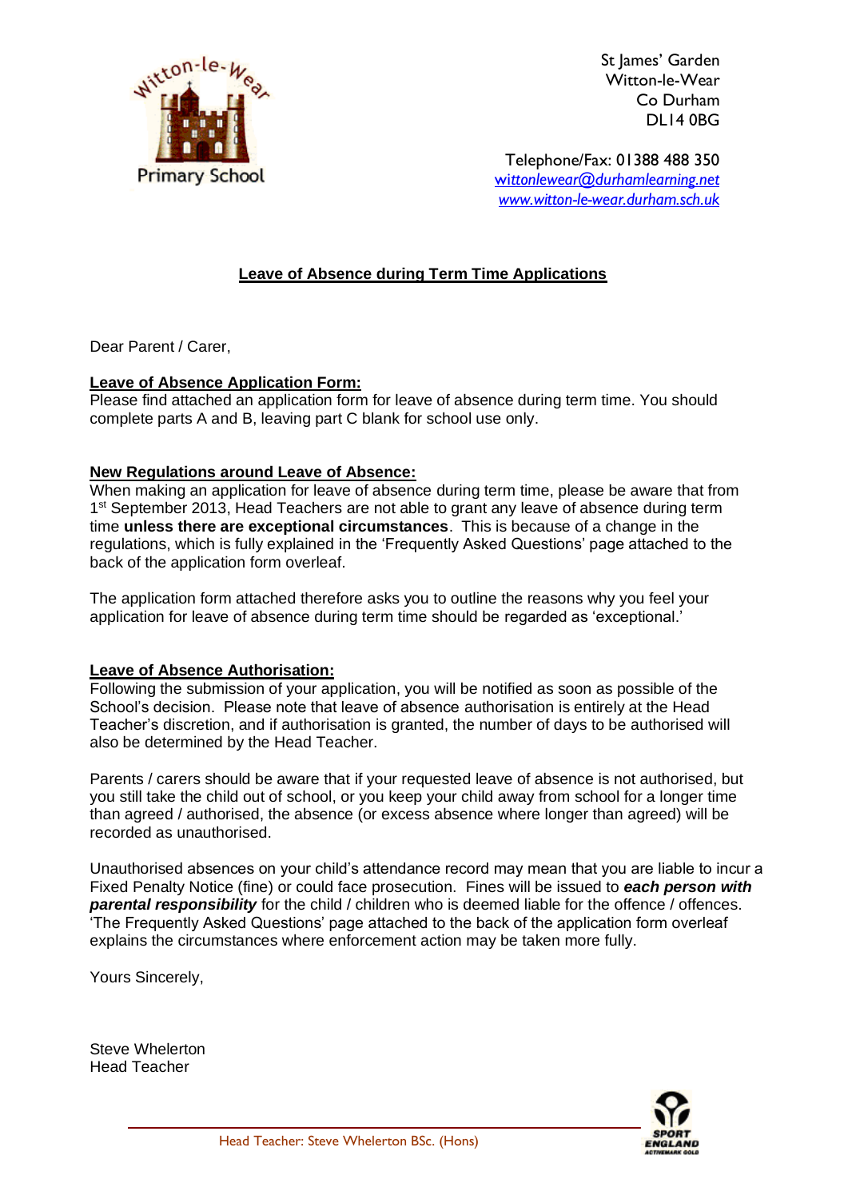Witton-le-Wear Primary School

St James' Garden
Witton-le-Wear
Co Durham
DL14 0BG

Telephone/Fax: 01388 488 350
wittonlewear@durhamlearning.net
www.witton-le-wear.durham.sch.uk

## Leave of Absence during Term Time Applications

Dear Parent / Carer,

**Leave of Absence Application Form:**
Please find attached an application form for leave of absence during term time. You should complete parts A and B, leaving part C blank for school use only.

**New Regulations around Leave of Absence:**
When making an application for leave of absence during term time, please be aware that from 1st September 2013, Head Teachers are not able to grant any leave of absence during term time **unless there are exceptional circumstances**. This is because of a change in the regulations, which is fully explained in the 'Frequently Asked Questions' page attached to the back of the application form overleaf.

The application form attached therefore asks you to outline the reasons why you feel your application for leave of absence during term time should be regarded as 'exceptional.'

**Leave of Absence Authorisation:**
Following the submission of your application, you will be notified as soon as possible of the School's decision. Please note that leave of absence authorisation is entirely at the Head Teacher's discretion, and if authorisation is granted, the number of days to be authorised will also be determined by the Head Teacher.

Parents / carers should be aware that if your requested leave of absence is not authorised, but you still take the child out of school, or you keep your child away from school for a longer time than agreed / authorised, the absence (or excess absence where longer than agreed) will be recorded as unauthorised.

Unauthorised absences on your child's attendance record may mean that you are liable to incur a Fixed Penalty Notice (fine) or could face prosecution. Fines will be issued to ***each person with parental responsibility*** for the child / children who is deemed liable for the offence / offences. 'The Frequently Asked Questions' page attached to the back of the application form overleaf explains the circumstances where enforcement action may be taken more fully.

Yours Sincerely,

Steve Whelerton
Head Teacher

Head Teacher: Steve Whelerton BSc. (Hons)

SPORT ENGLAND ACTIVEMARK GOLD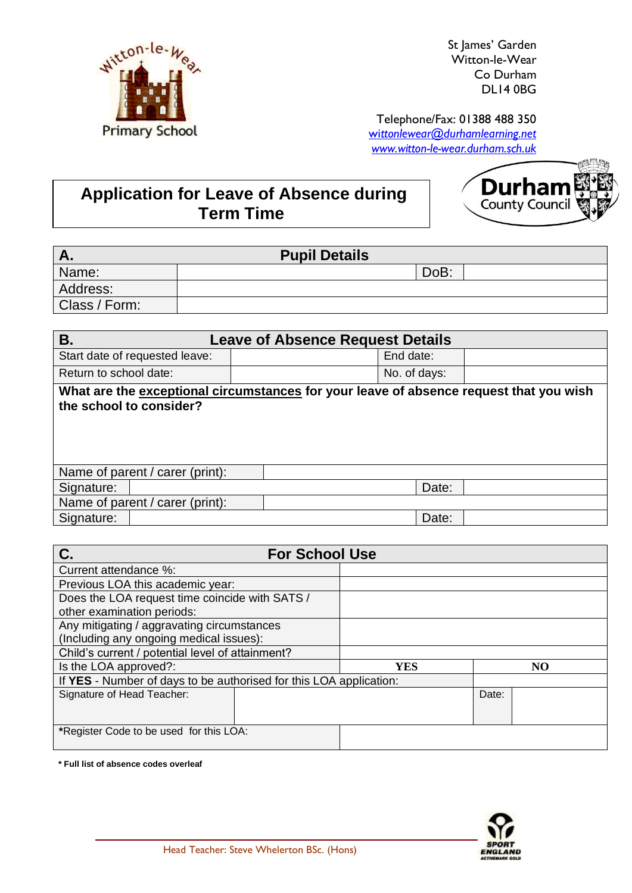Witton-le-Wear Primary School

St James' Garden
Witton-le-Wear
Co Durham
DL14 0BG

Telephone/Fax: 01388 488 350
wittonlewear@durhamlearning.net
www.witton-le-wear.durham.sch.uk

# Application for Leave of Absence during Term Time

Durham County Council

| A. | Pupil Details | | |
|---|---|---|---|
| Name: | | DoB: | |
| Address: | | | |
| Class / Form: | | | |

| B. | Leave of Absence Request Details | | |
|---|---|---|---|
| Start date of requested leave: | | End date: | |
| Return to school date: | | No. of days: | |
| **What are the exceptional circumstances for your leave of absence request that you wish the school to consider?** | | | |
| Name of parent / carer (print): | | | |
| Signature: | | Date: | |
| Name of parent / carer (print): | | | |
| Signature: | | Date: | |

| C. | For School Use | |
|---|---|---|
| Current attendance %: | | |
| Previous LOA this academic year: | | |
| Does the LOA request time coincide with SATS / other examination periods: | | |
| Any mitigating / aggravating circumstances (Including any ongoing medical issues): | | |
| Child's current / potential level of attainment? | | |
| Is the LOA approved?: | **YES** | **NO** |
| If **YES** - Number of days to be authorised for this LOA application: | | |
| Signature of Head Teacher: | | Date: |
| ***Register Code to be used for this LOA:** | | |

**\* Full list of absence codes overleaf**

Head Teacher: Steve Whelerton BSc. (Hons)

SPORT ENGLAND ACTIVEMARK GOLD